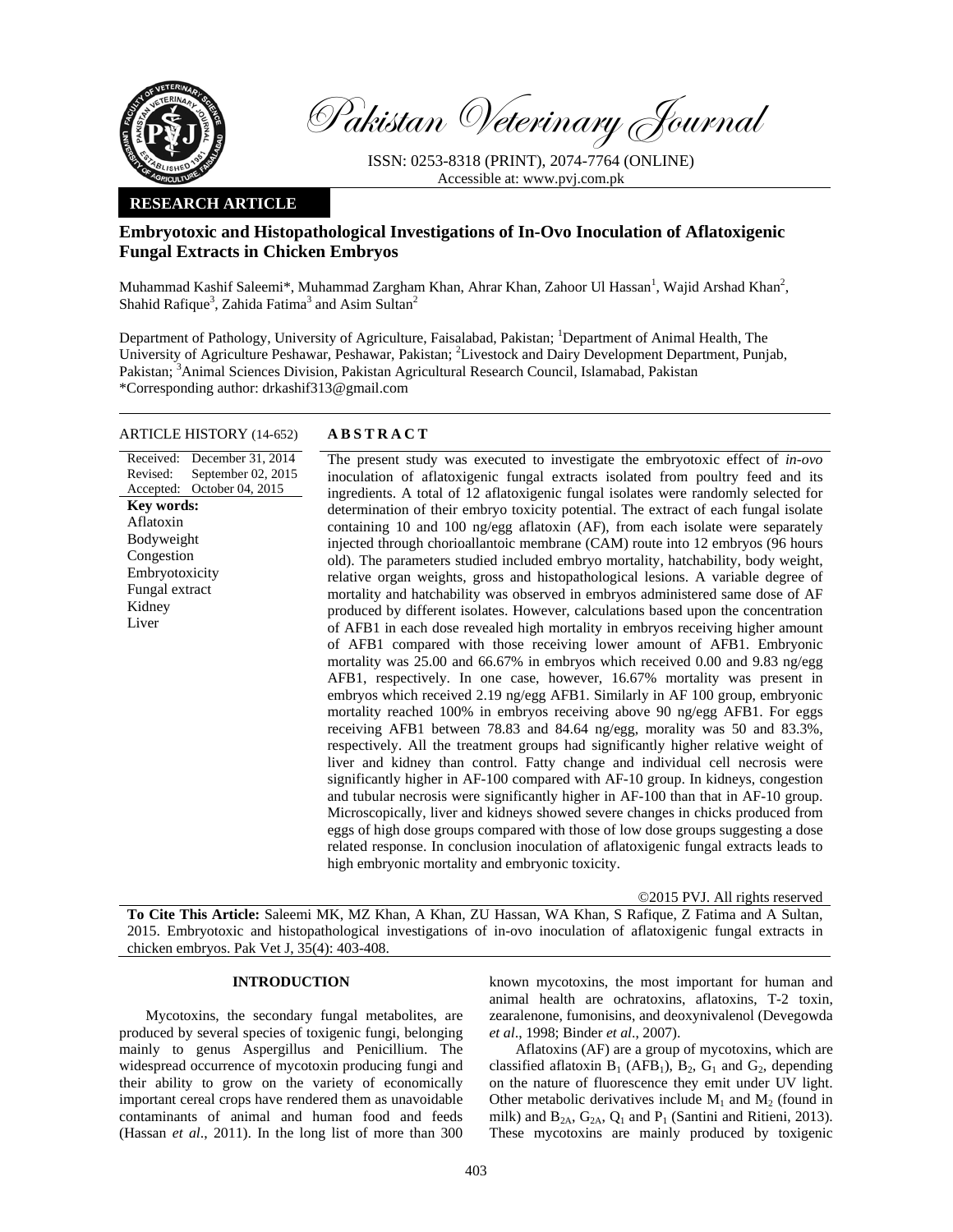Pakistan Veterinary Journal

ISSN: 0253-8318 (PRINT), 2074-7764 (ONLINE)
Accessible at: www.pvj.com.pk

**RESEARCH ARTICLE**

# Embryotoxic and Histopathological Investigations of In-Ovo Inoculation of Aflatoxigenic Fungal Extracts in Chicken Embryos

Muhammad Kashif Saleemi*, Muhammad Zargham Khan, Ahrar Khan, Zahoor Ul Hassan[1], Wajid Arshad Khan[2], Shahid Rafique[3], Zahida Fatima[3] and Asim Sultan[2]

Department of Pathology, University of Agriculture, Faisalabad, Pakistan; [1]Department of Animal Health, The University of Agriculture Peshawar, Peshawar, Pakistan; [2]Livestock and Dairy Development Department, Punjab, Pakistan; [3]Animal Sciences Division, Pakistan Agricultural Research Council, Islamabad, Pakistan
*Corresponding author: drkashif313@gmail.com

**ARTICLE HISTORY (14-652)**

Received: December 31, 2014
Revised: September 02, 2015
Accepted: October 04, 2015

**Key words:**
Aflatoxin
Bodyweight
Congestion
Embryotoxicity
Fungal extract
Kidney
Liver

## ABSTRACT

The present study was executed to investigate the embryotoxic effect of *in-ovo* inoculation of aflatoxigenic fungal extracts isolated from poultry feed and its ingredients. A total of 12 aflatoxigenic fungal isolates were randomly selected for determination of their embryo toxicity potential. The extract of each fungal isolate containing 10 and 100 ng/egg aflatoxin (AF), from each isolate were separately injected through chorioallantoic membrane (CAM) route into 12 embryos (96 hours old). The parameters studied included embryo mortality, hatchability, body weight, relative organ weights, gross and histopathological lesions. A variable degree of mortality and hatchability was observed in embryos administered same dose of AF produced by different isolates. However, calculations based upon the concentration of AFB1 in each dose revealed high mortality in embryos receiving higher amount of AFB1 compared with those receiving lower amount of AFB1. Embryonic mortality was 25.00 and 66.67% in embryos which received 0.00 and 9.83 ng/egg AFB1, respectively. In one case, however, 16.67% mortality was present in embryos which received 2.19 ng/egg AFB1. Similarly in AF 100 group, embryonic mortality reached 100% in embryos receiving above 90 ng/egg AFB1. For eggs receiving AFB1 between 78.83 and 84.64 ng/egg, morality was 50 and 83.3%, respectively. All the treatment groups had significantly higher relative weight of liver and kidney than control. Fatty change and individual cell necrosis were significantly higher in AF-100 compared with AF-10 group. In kidneys, congestion and tubular necrosis were significantly higher in AF-100 than that in AF-10 group. Microscopically, liver and kidneys showed severe changes in chicks produced from eggs of high dose groups compared with those of low dose groups suggesting a dose related response. In conclusion inoculation of aflatoxigenic fungal extracts leads to high embryonic mortality and embryonic toxicity.

©2015 PVJ. All rights reserved

**To Cite This Article:** Saleemi MK, MZ Khan, A Khan, ZU Hassan, WA Khan, S Rafique, Z Fatima and A Sultan, 2015. Embryotoxic and histopathological investigations of in-ovo inoculation of aflatoxigenic fungal extracts in chicken embryos. Pak Vet J, 35(4): 403-408.

## INTRODUCTION

Mycotoxins, the secondary fungal metabolites, are produced by several species of toxigenic fungi, belonging mainly to genus Aspergillus and Penicillium. The widespread occurrence of mycotoxin producing fungi and their ability to grow on the variety of economically important cereal crops have rendered them as unavoidable contaminants of animal and human food and feeds (Hassan *et al*., 2011). In the long list of more than 300 known mycotoxins, the most important for human and animal health are ochratoxins, aflatoxins, T-2 toxin, zearalenone, fumonisins, and deoxynivalenol (Devegowda *et al*., 1998; Binder *et al*., 2007).

Aflatoxins (AF) are a group of mycotoxins, which are classified aflatoxin $B_1$ ($AFB_1$), $B_2$, $G_1$ and $G_2$, depending on the nature of fluorescence they emit under UV light. Other metabolic derivatives include $M_1$ and $M_2$ (found in milk) and $B_{2A}$, $G_{2A}$, $Q_1$ and $P_1$ (Santini and Ritieni, 2013). These mycotoxins are mainly produced by toxigenic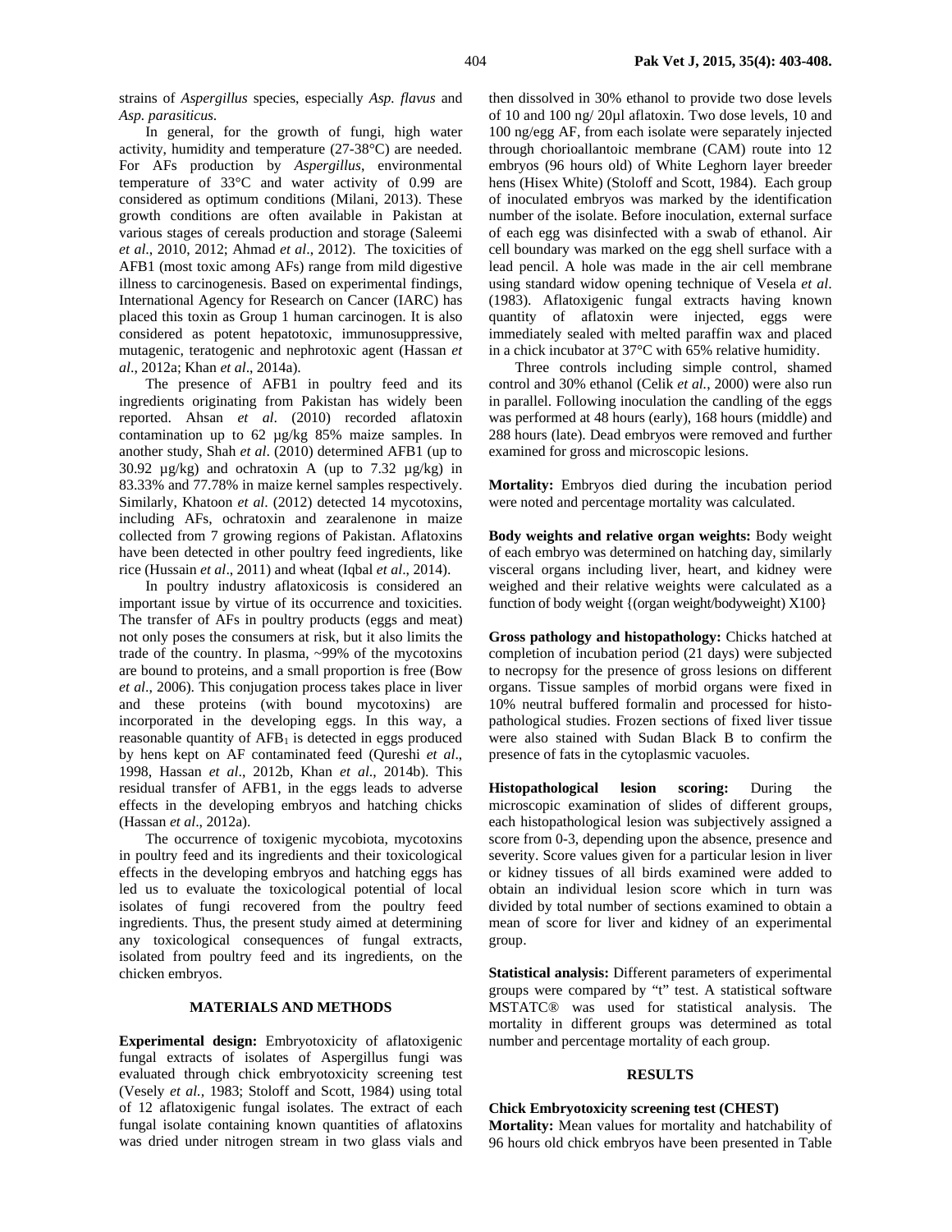strains of *Aspergillus* species, especially *Asp. flavus* and *Asp. parasiticus*.

In general, for the growth of fungi, high water activity, humidity and temperature (27-38°C) are needed. For AFs production by *Aspergillus*, environmental temperature of 33°C and water activity of 0.99 are considered as optimum conditions (Milani, 2013). These growth conditions are often available in Pakistan at various stages of cereals production and storage (Saleemi *et al*., 2010, 2012; Ahmad *et al*., 2012). The toxicities of AFB1 (most toxic among AFs) range from mild digestive illness to carcinogenesis. Based on experimental findings, International Agency for Research on Cancer (IARC) has placed this toxin as Group 1 human carcinogen. It is also considered as potent hepatotoxic, immunosuppressive, mutagenic, teratogenic and nephrotoxic agent (Hassan *et al*., 2012a; Khan *et al*., 2014a).

The presence of AFB1 in poultry feed and its ingredients originating from Pakistan has widely been reported. Ahsan *et al*. (2010) recorded aflatoxin contamination up to 62 µg/kg 85% maize samples. In another study, Shah *et al*. (2010) determined AFB1 (up to 30.92 µg/kg) and ochratoxin A (up to 7.32 µg/kg) in 83.33% and 77.78% in maize kernel samples respectively. Similarly, Khatoon *et al*. (2012) detected 14 mycotoxins, including AFs, ochratoxin and zearalenone in maize collected from 7 growing regions of Pakistan. Aflatoxins have been detected in other poultry feed ingredients, like rice (Hussain *et al*., 2011) and wheat (Iqbal *et al*., 2014).

In poultry industry aflatoxicosis is considered an important issue by virtue of its occurrence and toxicities. The transfer of AFs in poultry products (eggs and meat) not only poses the consumers at risk, but it also limits the trade of the country. In plasma, ~99% of the mycotoxins are bound to proteins, and a small proportion is free (Bow *et al*., 2006). This conjugation process takes place in liver and these proteins (with bound mycotoxins) are incorporated in the developing eggs. In this way, a reasonable quantity of $AFB_1$ is detected in eggs produced by hens kept on AF contaminated feed (Qureshi *et al*., 1998, Hassan *et al*., 2012b, Khan *et al*., 2014b). This residual transfer of AFB1, in the eggs leads to adverse effects in the developing embryos and hatching chicks (Hassan *et al*., 2012a).

The occurrence of toxigenic mycobiota, mycotoxins in poultry feed and its ingredients and their toxicological effects in the developing embryos and hatching eggs has led us to evaluate the toxicological potential of local isolates of fungi recovered from the poultry feed ingredients. Thus, the present study aimed at determining any toxicological consequences of fungal extracts, isolated from poultry feed and its ingredients, on the chicken embryos.

## MATERIALS AND METHODS

**Experimental design:** Embryotoxicity of aflatoxigenic fungal extracts of isolates of Aspergillus fungi was evaluated through chick embryotoxicity screening test (Vesely *et al.,* 1983; Stoloff and Scott, 1984) using total of 12 aflatoxigenic fungal isolates. The extract of each fungal isolate containing known quantities of aflatoxins was dried under nitrogen stream in two glass vials and then dissolved in 30% ethanol to provide two dose levels of 10 and 100 ng/ 20µl aflatoxin. Two dose levels, 10 and 100 ng/egg AF, from each isolate were separately injected through chorioallantoic membrane (CAM) route into 12 embryos (96 hours old) of White Leghorn layer breeder hens (Hisex White) (Stoloff and Scott, 1984). Each group of inoculated embryos was marked by the identification number of the isolate. Before inoculation, external surface of each egg was disinfected with a swab of ethanol. Air cell boundary was marked on the egg shell surface with a lead pencil. A hole was made in the air cell membrane using standard widow opening technique of Vesela *et al*. (1983). Aflatoxigenic fungal extracts having known quantity of aflatoxin were injected, eggs were immediately sealed with melted paraffin wax and placed in a chick incubator at 37°C with 65% relative humidity.

Three controls including simple control, shamed control and 30% ethanol (Celik *et al.*, 2000) were also run in parallel. Following inoculation the candling of the eggs was performed at 48 hours (early), 168 hours (middle) and 288 hours (late). Dead embryos were removed and further examined for gross and microscopic lesions.

**Mortality:** Embryos died during the incubation period were noted and percentage mortality was calculated.

**Body weights and relative organ weights:** Body weight of each embryo was determined on hatching day, similarly visceral organs including liver, heart, and kidney were weighed and their relative weights were calculated as a function of body weight {(organ weight/bodyweight) X100}

**Gross pathology and histopathology:** Chicks hatched at completion of incubation period (21 days) were subjected to necropsy for the presence of gross lesions on different organs. Tissue samples of morbid organs were fixed in 10% neutral buffered formalin and processed for histopathological studies. Frozen sections of fixed liver tissue were also stained with Sudan Black B to confirm the presence of fats in the cytoplasmic vacuoles.

**Histopathological lesion scoring:** During the microscopic examination of slides of different groups, each histopathological lesion was subjectively assigned a score from 0-3, depending upon the absence, presence and severity. Score values given for a particular lesion in liver or kidney tissues of all birds examined were added to obtain an individual lesion score which in turn was divided by total number of sections examined to obtain a mean of score for liver and kidney of an experimental group.

**Statistical analysis:** Different parameters of experimental groups were compared by "t" test. A statistical software MSTATC® was used for statistical analysis. The mortality in different groups was determined as total number and percentage mortality of each group.

## RESULTS

### Chick Embryotoxicity screening test (CHEST)

**Mortality:** Mean values for mortality and hatchability of 96 hours old chick embryos have been presented in Table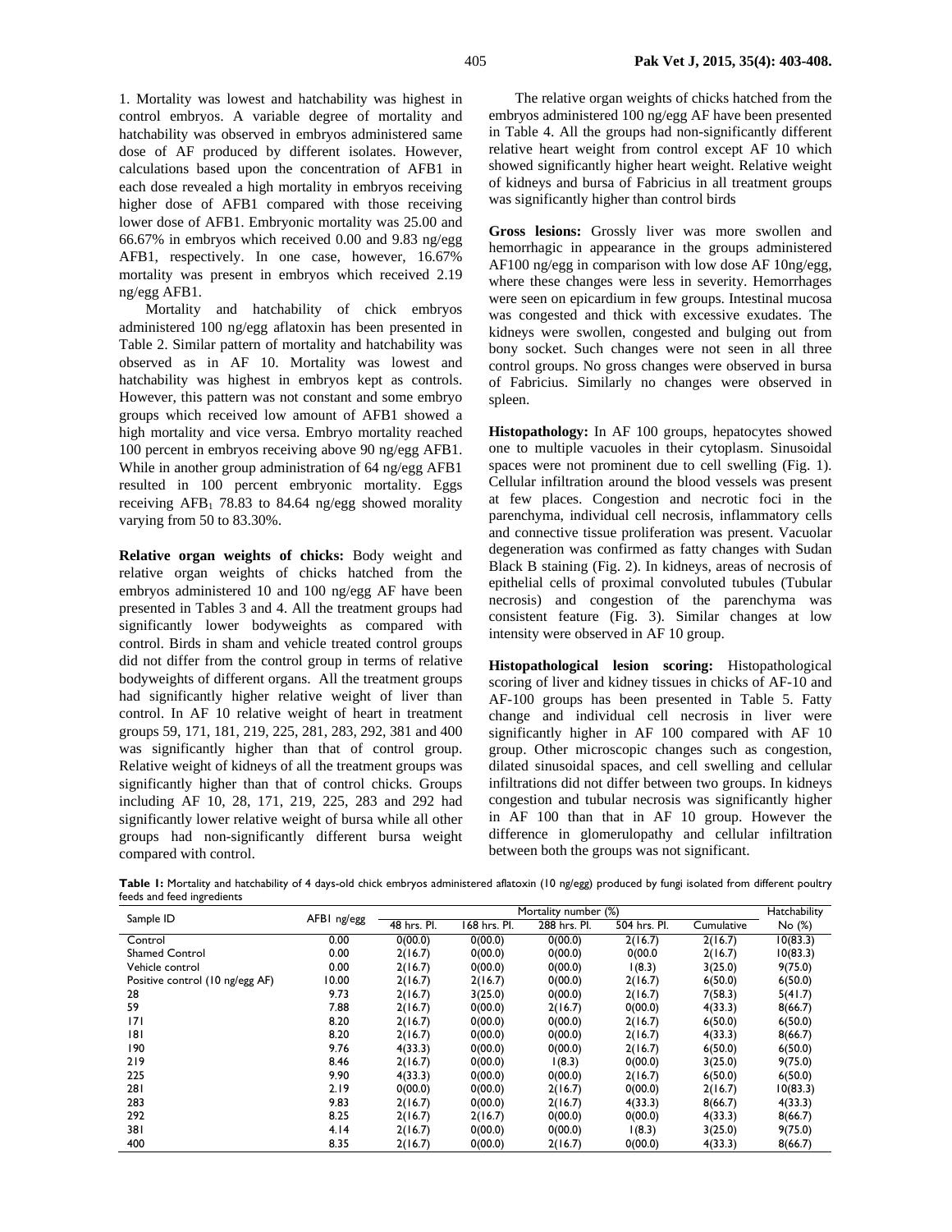1. Mortality was lowest and hatchability was highest in control embryos. A variable degree of mortality and hatchability was observed in embryos administered same dose of AF produced by different isolates. However, calculations based upon the concentration of AFB1 in each dose revealed a high mortality in embryos receiving higher dose of AFB1 compared with those receiving lower dose of AFB1. Embryonic mortality was 25.00 and 66.67% in embryos which received 0.00 and 9.83 ng/egg AFB1, respectively. In one case, however, 16.67% mortality was present in embryos which received 2.19 ng/egg AFB1.

Mortality and hatchability of chick embryos administered 100 ng/egg aflatoxin has been presented in Table 2. Similar pattern of mortality and hatchability was observed as in AF 10. Mortality was lowest and hatchability was highest in embryos kept as controls. However, this pattern was not constant and some embryo groups which received low amount of AFB1 showed a high mortality and vice versa. Embryo mortality reached 100 percent in embryos receiving above 90 ng/egg AFB1. While in another group administration of 64 ng/egg AFB1 resulted in 100 percent embryonic mortality. Eggs receiving $AFB_1$ 78.83 to 84.64 ng/egg showed morality varying from 50 to 83.30%.

**Relative organ weights of chicks:** Body weight and relative organ weights of chicks hatched from the embryos administered 10 and 100 ng/egg AF have been presented in Tables 3 and 4. All the treatment groups had significantly lower bodyweights as compared with control. Birds in sham and vehicle treated control groups did not differ from the control group in terms of relative bodyweights of different organs. All the treatment groups had significantly higher relative weight of liver than control. In AF 10 relative weight of heart in treatment groups 59, 171, 181, 219, 225, 281, 283, 292, 381 and 400 was significantly higher than that of control group. Relative weight of kidneys of all the treatment groups was significantly higher than that of control chicks. Groups including AF 10, 28, 171, 219, 225, 283 and 292 had significantly lower relative weight of bursa while all other groups had non-significantly different bursa weight compared with control.

The relative organ weights of chicks hatched from the embryos administered 100 ng/egg AF have been presented in Table 4. All the groups had non-significantly different relative heart weight from control except AF 10 which showed significantly higher heart weight. Relative weight of kidneys and bursa of Fabricius in all treatment groups was significantly higher than control birds

**Gross lesions:** Grossly liver was more swollen and hemorrhagic in appearance in the groups administered AF100 ng/egg in comparison with low dose AF 10ng/egg, where these changes were less in severity. Hemorrhages were seen on epicardium in few groups. Intestinal mucosa was congested and thick with excessive exudates. The kidneys were swollen, congested and bulging out from bony socket. Such changes were not seen in all three control groups. No gross changes were observed in bursa of Fabricius. Similarly no changes were observed in spleen.

**Histopathology:** In AF 100 groups, hepatocytes showed one to multiple vacuoles in their cytoplasm. Sinusoidal spaces were not prominent due to cell swelling (Fig. 1). Cellular infiltration around the blood vessels was present at few places. Congestion and necrotic foci in the parenchyma, individual cell necrosis, inflammatory cells and connective tissue proliferation was present. Vacuolar degeneration was confirmed as fatty changes with Sudan Black B staining (Fig. 2). In kidneys, areas of necrosis of epithelial cells of proximal convoluted tubules (Tubular necrosis) and congestion of the parenchyma was consistent feature (Fig. 3). Similar changes at low intensity were observed in AF 10 group.

**Histopathological lesion scoring:** Histopathological scoring of liver and kidney tissues in chicks of AF-10 and AF-100 groups has been presented in Table 5. Fatty change and individual cell necrosis in liver were significantly higher in AF 100 compared with AF 10 group. Other microscopic changes such as congestion, dilated sinusoidal spaces, and cell swelling and cellular infiltrations did not differ between two groups. In kidneys congestion and tubular necrosis was significantly higher in AF 100 than that in AF 10 group. However the difference in glomerulopathy and cellular infiltration between both the groups was not significant.

**Table 1:** Mortality and hatchability of 4 days-old chick embryos administered aflatoxin (10 ng/egg) produced by fungi isolated from different poultry feeds and feed ingredients

| Sample ID | AFB1 ng/egg | Mortality number (%) | | | | | Hatchability |
|---|---|---|---|---|---|---|---|
| | | 48 hrs. PI. | 168 hrs. PI. | 288 hrs. PI. | 504 hrs. PI. | Cumulative | No (%) |
| Control | 0.00 | 0(00.0) | 0(00.0) | 0(00.0) | 2(16.7) | 2(16.7) | 10(83.3) |
| Shamed Control | 0.00 | 2(16.7) | 0(00.0) | 0(00.0) | 0(00.0 | 2(16.7) | 10(83.3) |
| Vehicle control | 0.00 | 2(16.7) | 0(00.0) | 0(00.0) | 1(8.3) | 3(25.0) | 9(75.0) |
| Positive control (10 ng/egg AF) | 10.00 | 2(16.7) | 2(16.7) | 0(00.0) | 2(16.7) | 6(50.0) | 6(50.0) |
| 28 | 9.73 | 2(16.7) | 3(25.0) | 0(00.0) | 2(16.7) | 7(58.3) | 5(41.7) |
| 59 | 7.88 | 2(16.7) | 0(00.0) | 2(16.7) | 0(00.0) | 4(33.3) | 8(66.7) |
| 171 | 8.20 | 2(16.7) | 0(00.0) | 0(00.0) | 2(16.7) | 6(50.0) | 6(50.0) |
| 181 | 8.20 | 2(16.7) | 0(00.0) | 0(00.0) | 2(16.7) | 4(33.3) | 8(66.7) |
| 190 | 9.76 | 4(33.3) | 0(00.0) | 0(00.0) | 2(16.7) | 6(50.0) | 6(50.0) |
| 219 | 8.46 | 2(16.7) | 0(00.0) | 1(8.3) | 0(00.0) | 3(25.0) | 9(75.0) |
| 225 | 9.90 | 4(33.3) | 0(00.0) | 0(00.0) | 2(16.7) | 6(50.0) | 6(50.0) |
| 281 | 2.19 | 0(00.0) | 0(00.0) | 2(16.7) | 0(00.0) | 2(16.7) | 10(83.3) |
| 283 | 9.83 | 2(16.7) | 0(00.0) | 2(16.7) | 4(33.3) | 8(66.7) | 4(33.3) |
| 292 | 8.25 | 2(16.7) | 2(16.7) | 0(00.0) | 0(00.0) | 4(33.3) | 8(66.7) |
| 381 | 4.14 | 2(16.7) | 0(00.0) | 0(00.0) | 1(8.3) | 3(25.0) | 9(75.0) |
| 400 | 8.35 | 2(16.7) | 0(00.0) | 2(16.7) | 0(00.0) | 4(33.3) | 8(66.7) |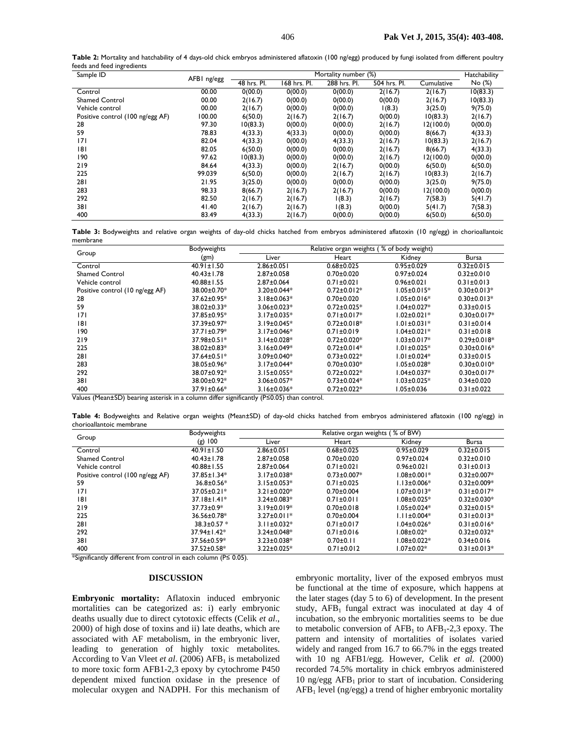**Table 2:** Mortality and hatchability of 4 days-old chick embryos administered aflatoxin (100 ng/egg) produced by fungi isolated from different poultry feeds and feed ingredients

| Sample ID | AFB1 ng/egg | Mortality number (%) | | | | | Hatchability |
|---|---|---|---|---|---|---|---|
| | | 48 hrs. PI. | 168 hrs. PI. | 288 hrs. PI. | 504 hrs. PI. | Cumulative | No (%) |
| Control | 00.00 | 0(00.0) | 0(00.0) | 0(00.0) | 2(16.7) | 2(16.7) | 10(83.3) |
| Shamed Control | 00.00 | 2(16.7) | 0(00.0) | 0(00.0) | 0(00.0) | 2(16.7) | 10(83.3) |
| Vehicle control | 00.00 | 2(16.7) | 0(00.0) | 0(00.0) | 1(8.3) | 3(25.0) | 9(75.0) |
| Positive control (100 ng/egg AF) | 100.00 | 6(50.0) | 2(16.7) | 2(16.7) | 0(00.0) | 10(83.3) | 2(16.7) |
| 28 | 97.30 | 10(83.3) | 0(00.0) | 0(00.0) | 2(16.7) | 12(100.0) | 0(00.0) |
| 59 | 78.83 | 4(33.3) | 4(33.3) | 0(00.0) | 0(00.0) | 8(66.7) | 4(33.3) |
| 171 | 82.04 | 4(33.3) | 0(00.0) | 4(33.3) | 2(16.7) | 10(83.3) | 2(16.7) |
| 181 | 82.05 | 6(50.0) | 0(00.0) | 0(00.0) | 2(16.7) | 8(66.7) | 4(33.3) |
| 190 | 97.62 | 10(83.3) | 0(00.0) | 0(00.0) | 2(16.7) | 12(100.0) | 0(00.0) |
| 219 | 84.64 | 4(33.3) | 0(00.0) | 2(16.7) | 0(00.0) | 6(50.0) | 6(50.0) |
| 225 | 99.039 | 6(50.0) | 0(00.0) | 2(16.7) | 2(16.7) | 10(83.3) | 2(16.7) |
| 281 | 21.95 | 3(25.0) | 0(00.0) | 0(00.0) | 0(00.0) | 3(25.0) | 9(75.0) |
| 283 | 98.33 | 8(66.7) | 2(16.7) | 2(16.7) | 0(00.0) | 12(100.0) | 0(00.0) |
| 292 | 82.50 | 2(16.7) | 2(16.7) | 1(8.3) | 2(16.7) | 7(58.3) | 5(41.7) |
| 381 | 41.40 | 2(16.7) | 2(16.7) | 1(8.3) | 0(00.0) | 5(41.7) | 7(58.3) |
| 400 | 83.49 | 4(33.3) | 2(16.7) | 0(00.0) | 0(00.0) | 6(50.0) | 6(50.0) |

**Table 3:** Bodyweights and relative organ weights of day-old chicks hatched from embryos administered aflatoxin (10 ng/egg) in chorioallantoic membrane

| Group | Bodyweights (gm) | Relative organ weights ( % of body weight) | | | |
|---|---|---|---|---|---|
| | | Liver | Heart | Kidney | Bursa |
| Control | 40.91±1.50 | 2.86±0.051 | 0.68±0.025 | 0.95±0.029 | 0.32±0.015 |
| Shamed Control | 40.43±1.78 | 2.87±0.058 | 0.70±0.020 | 0.97±0.024 | 0.32±0.010 |
| Vehicle control | 40.88±1.55 | 2.87±0.064 | 0.71±0.021 | 0.96±0.021 | 0.31±0.013 |
| Positive control (10 ng/egg AF) | 38.00±0.70* | 3.20±0.044* | 0.72±0.012* | 1.05±0.015* | 0.30±0.013* |
| 28 | 37.62±0.95* | 3.18±0.063* | 0.70±0.020 | 1.05±0.016* | 0.30±0.013* |
| 59 | 38.02±0.33* | 3.06±0.023* | 0.72±0.025* | 1.04±0.027* | 0.33±0.015 |
| 171 | 37.85±0.95* | 3.17±0.035* | 0.71±0.017* | 1.02±0.021* | 0.30±0.017* |
| 181 | 37.39±0.97* | 3.19±0.045* | 0.72±0.018* | 1.01±0.031* | 0.31±0.014 |
| 190 | 37.71±0.79* | 3.17±0.046* | 0.71±0.019 | 1.04±0.021* | 0.31±0.018 |
| 219 | 37.98±0.51* | 3.14±0.028* | 0.72±0.020* | 1.03±0.017* | 0.29±0.018* |
| 225 | 38.02±0.83* | 3.16±0.049* | 0.72±0.014* | 1.01±0.025* | 0.30±0.016* |
| 281 | 37.64±0.51* | 3.09±0.040* | 0.73±0.022* | 1.01±0.024* | 0.33±0.015 |
| 283 | 38.05±0.96* | 3.17±0.044* | 0.70±0.030* | 1.05±0.028* | 0.30±0.010* |
| 292 | 38.07±0.92* | 3.15±0.055* | 0.72±0.022* | 1.04±0.037* | 0.30±0.017* |
| 381 | 38.00±0.92* | 3.06±0.057* | 0.73±0.024* | 1.03±0.025* | 0.34±0.020 |
| 400 | 37.91±0.66* | 3.16±0.036* | 0.72±0.022* | 1.05±0.036 | 0.31±0.022 |

Values (Mean±SD) bearing asterisk in a column differ significantly (P≤0.05) than control.

**Table 4:** Bodyweights and Relative organ weights (Mean±SD) of day-old chicks hatched from embryos administered aflatoxin (100 ng/egg) in chorioallantoic membrane

| Group | Bodyweights (g) 100 | Relative organ weights ( % of BW) | | | |
|---|---|---|---|---|---|
| | | Liver | Heart | Kidney | Bursa |
| Control | 40.91±1.50 | 2.86±0.051 | 0.68±0.025 | 0.95±0.029 | 0.32±0.015 |
| Shamed Control | 40.43±1.78 | 2.87±0.058 | 0.70±0.020 | 0.97±0.024 | 0.32±0.010 |
| Vehicle control | 40.88±1.55 | 2.87±0.064 | 0.71±0.021 | 0.96±0.021 | 0.31±0.013 |
| Positive control (100 ng/egg AF) | 37.85±1.34* | 3.17±0.038* | 0.73±0.007* | 1.08±0.001* | 0.32±0.007* |
| 59 | 36.8±0.56* | 3.15±0.053* | 0.71±0.025 | 1.13±0.006* | 0.32±0.009* |
| 171 | 37.05±0.21* | 3.21±0.020* | 0.70±0.004 | 1.07±0.013* | 0.31±0.017* |
| 181 | 37.18±1.41* | 3.24±0.083* | 0.71±0.011 | 1.08±0.025* | 0.32±0.030* |
| 219 | 37.73±0.9* | 3.19±0.019* | 0.70±0.018 | 1.05±0.024* | 0.32±0.015* |
| 225 | 36.56±0.78* | 3.27±0.011* | 0.70±0.004 | 1.11±0.004* | 0.31±0.013* |
| 281 | 38.3±0.57 * | 3.11±0.032* | 0.71±0.017 | 1.04±0.026* | 0.31±0.016* |
| 292 | 37.94±1.42* | 3.24±0.048* | 0.71±0.016 | 1.08±0.02* | 0.32±0.032* |
| 381 | 37.56±0.59* | 3.23±0.038* | 0.70±0.11 | 1.08±0.022* | 0.34±0.016 |
| 400 | 37.52±0.58* | 3.22±0.025* | 0.71±0.012 | 1.07±0.02* | 0.31±0.013* |

*Significantly different from control in each column (P≤ 0.05).

## DISCUSSION

**Embryonic mortality:** Aflatoxin induced embryonic mortalities can be categorized as: i) early embryonic deaths usually due to direct cytotoxic effects (Celik *et al*., 2000) of high dose of toxins and ii) late deaths, which are associated with AF metabolism, in the embryonic liver, leading to generation of highly toxic metabolites. According to Van Vleet *et al*. (2006) $AFB_1$ is metabolized to more toxic form AFB1-2,3 epoxy by cytochrome P450 dependent mixed function oxidase in the presence of molecular oxygen and NADPH. For this mechanism of embryonic mortality, liver of the exposed embryos must be functional at the time of exposure, which happens at the later stages (day 5 to 6) of development. In the present study, $AFB_1$ fungal extract was inoculated at day 4 of incubation, so the embryonic mortalities seems to be due to metabolic conversion of $AFB_1$ to $AFB_1$-2,3 epoxy. The pattern and intensity of mortalities of isolates varied widely and ranged from 16.7 to 66.7% in the eggs treated with 10 ng AFB1/egg. However, Celik *et al*. (2000) recorded 74.5% mortality in chick embryos administered 10 ng/egg $AFB_1$ prior to start of incubation. Considering $AFB_1$ level (ng/egg) a trend of higher embryonic mortality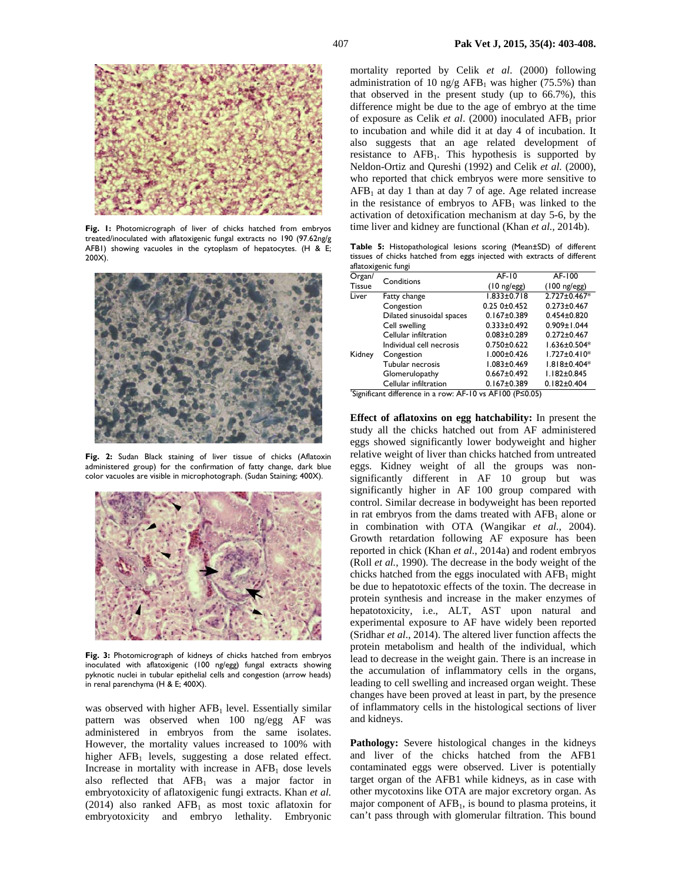Fig. 1: Photomicrograph of liver of chicks hatched from embryos treated/inoculated with aflatoxigenic fungal extracts no 190 (97.62ng/g AFB1) showing vacuoles in the cytoplasm of hepatocytes. (H & E; 200X).

Fig. 2: Sudan Black staining of liver tissue of chicks (Aflatoxin administered group) for the confirmation of fatty change, dark blue color vacuoles are visible in microphotograph. (Sudan Staining; 400X).

Fig. 3: Photomicrograph of kidneys of chicks hatched from embryos inoculated with aflatoxigenic (100 ng/egg) fungal extracts showing pyknotic nuclei in tubular epithelial cells and congestion (arrow heads) in renal parenchyma (H & E; 400X).

was observed with higher $AFB_1$ level. Essentially similar pattern was observed when 100 ng/egg AF was administered in embryos from the same isolates. However, the mortality values increased to 100% with higher $AFB_1$ levels, suggesting a dose related effect. Increase in mortality with increase in $AFB_1$ dose levels also reflected that $AFB_1$ was a major factor in embryotoxicity of aflatoxigenic fungi extracts. Khan *et al.* (2014) also ranked $AFB_1$ as most toxic aflatoxin for embryotoxicity and embryo lethality. Embryonic mortality reported by Celik *et al*. (2000) following administration of 10 ng/g $AFB_1$ was higher (75.5%) than that observed in the present study (up to 66.7%), this difference might be due to the age of embryo at the time of exposure as Celik *et al*. (2000) inoculated $AFB_1$ prior to incubation and while did it at day 4 of incubation. It also suggests that an age related development of resistance to $AFB_1$. This hypothesis is supported by Neldon-Ortiz and Qureshi (1992) and Celik *et al.* (2000), who reported that chick embryos were more sensitive to $AFB_1$ at day 1 than at day 7 of age. Age related increase in the resistance of embryos to $AFB_1$ was linked to the activation of detoxification mechanism at day 5-6, by the time liver and kidney are functional (Khan *et al.*, 2014b).

**Table 5:** Histopathological lesions scoring (Mean±SD) of different tissues of chicks hatched from eggs injected with extracts of different aflatoxigenic fungi

| Organ/ Tissue | Conditions | AF-10 (10 ng/egg) | AF-100 (100 ng/egg) |
|---|---|---|---|
| Liver | Fatty change | 1.833±0.718 | 2.727±0.467* |
| | Congestion | 0.25 0±0.452 | 0.273±0.467 |
| | Dilated sinusoidal spaces | 0.167±0.389 | 0.454±0.820 |
| | Cell swelling | 0.333±0.492 | 0.909±1.044 |
| | Cellular infiltration | 0.083±0.289 | 0.272±0.467 |
| | Individual cell necrosis | 0.750±0.622 | 1.636±0.504* |
| Kidney | Congestion | 1.000±0.426 | 1.727±0.410* |
| | Tubular necrosis | 1.083±0.469 | 1.818±0.404* |
| | Glomerulopathy | 0.667±0.492 | 1.182±0.845 |
| | Cellular infiltration | 0.167±0.389 | 0.182±0.404 |

*Significant difference in a row: AF-10 vs AF100 (P≤0.05)

**Effect of aflatoxins on egg hatchability:** In present the study all the chicks hatched out from AF administered eggs showed significantly lower bodyweight and higher relative weight of liver than chicks hatched from untreated eggs. Kidney weight of all the groups was non-significantly different in AF 10 group but was significantly higher in AF 100 group compared with control. Similar decrease in bodyweight has been reported in rat embryos from the dams treated with $AFB_1$ alone or in combination with OTA (Wangikar *et al.*, 2004). Growth retardation following AF exposure has been reported in chick (Khan *et al.*, 2014a) and rodent embryos (Roll *et al.*, 1990). The decrease in the body weight of the chicks hatched from the eggs inoculated with $AFB_1$ might be due to hepatotoxic effects of the toxin. The decrease in protein synthesis and increase in the maker enzymes of hepatotoxicity, i.e., ALT, AST upon natural and experimental exposure to AF have widely been reported (Sridhar *et al*., 2014). The altered liver function affects the protein metabolism and health of the individual, which lead to decrease in the weight gain. There is an increase in the accumulation of inflammatory cells in the organs, leading to cell swelling and increased organ weight. These changes have been proved at least in part, by the presence of inflammatory cells in the histological sections of liver and kidneys.

**Pathology:** Severe histological changes in the kidneys and liver of the chicks hatched from the AFB1 contaminated eggs were observed. Liver is potentially target organ of the AFB1 while kidneys, as in case with other mycotoxins like OTA are major excretory organ. As major component of $AFB_1$, is bound to plasma proteins, it can't pass through with glomerular filtration. This bound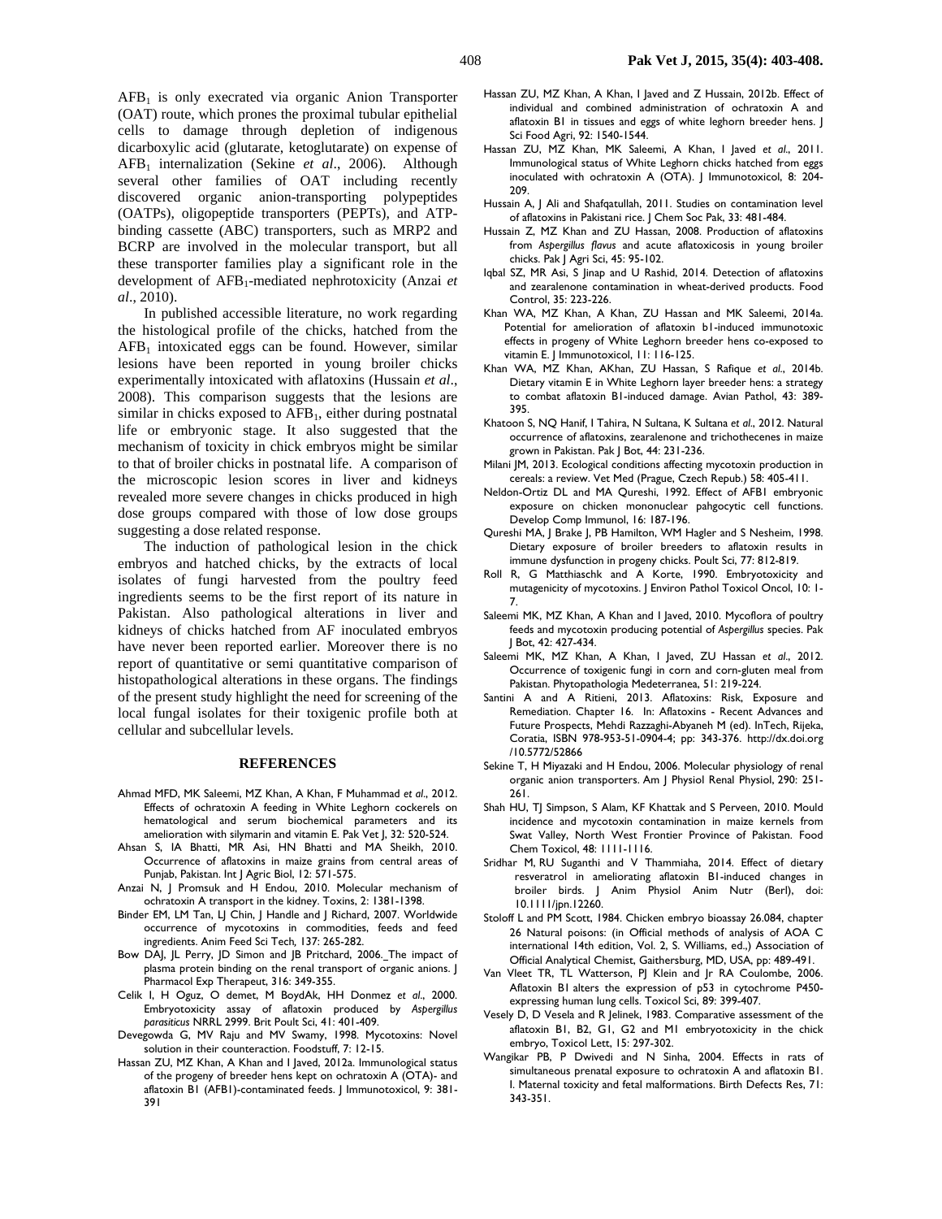$AFB_1$ is only execrated via organic Anion Transporter (OAT) route, which prones the proximal tubular epithelial cells to damage through depletion of indigenous dicarboxylic acid (glutarate, ketoglutarate) on expense of $AFB_1$ internalization (Sekine *et al*., 2006). Although several other families of OAT including recently discovered organic anion-transporting polypeptides (OATPs), oligopeptide transporters (PEPTs), and ATP-binding cassette (ABC) transporters, such as MRP2 and BCRP are involved in the molecular transport, but all these transporter families play a significant role in the development of $AFB_1$-mediated nephrotoxicity (Anzai *et al*., 2010).

In published accessible literature, no work regarding the histological profile of the chicks, hatched from the $AFB_1$ intoxicated eggs can be found. However, similar lesions have been reported in young broiler chicks experimentally intoxicated with aflatoxins (Hussain *et al*., 2008). This comparison suggests that the lesions are similar in chicks exposed to $AFB_1$, either during postnatal life or embryonic stage. It also suggested that the mechanism of toxicity in chick embryos might be similar to that of broiler chicks in postnatal life. A comparison of the microscopic lesion scores in liver and kidneys revealed more severe changes in chicks produced in high dose groups compared with those of low dose groups suggesting a dose related response.

The induction of pathological lesion in the chick embryos and hatched chicks, by the extracts of local isolates of fungi harvested from the poultry feed ingredients seems to be the first report of its nature in Pakistan. Also pathological alterations in liver and kidneys of chicks hatched from AF inoculated embryos have never been reported earlier. Moreover there is no report of quantitative or semi quantitative comparison of histopathological alterations in these organs. The findings of the present study highlight the need for screening of the local fungal isolates for their toxigenic profile both at cellular and subcellular levels.

## REFERENCES

Ahmad MFD, MK Saleemi, MZ Khan, A Khan, F Muhammad *et al*., 2012. Effects of ochratoxin A feeding in White Leghorn cockerels on hematological and serum biochemical parameters and its amelioration with silymarin and vitamin E. Pak Vet J, 32: 520-524.

Ahsan S, IA Bhatti, MR Asi, HN Bhatti and MA Sheikh, 2010. Occurrence of aflatoxins in maize grains from central areas of Punjab, Pakistan. Int J Agric Biol, 12: 571-575.

Anzai N, J Promsuk and H Endou, 2010. Molecular mechanism of ochratoxin A transport in the kidney. Toxins, 2: 1381-1398.

Binder EM, LM Tan, LJ Chin, J Handle and J Richard, 2007. Worldwide occurrence of mycotoxins in commodities, feeds and feed ingredients. Anim Feed Sci Tech, 137: 265-282.

Bow DAJ, JL Perry, JD Simon and JB Pritchard, 2006. The impact of plasma protein binding on the renal transport of organic anions. J Pharmacol Exp Therapeut, 316: 349-355.

Celik I, H Oguz, O demet, M BoydAk, HH Donmez *et al*., 2000. Embryotoxicity assay of aflatoxin produced by *Aspergillus parasiticus* NRRL 2999. Brit Poult Sci, 41: 401-409.

Devegowda G, MV Raju and MV Swamy, 1998. Mycotoxins: Novel solution in their counteraction. Foodstuff, 7: 12-15.

Hassan ZU, MZ Khan, A Khan and I Javed, 2012a. Immunological status of the progeny of breeder hens kept on ochratoxin A (OTA)- and aflatoxin B1 (AFB1)-contaminated feeds. J Immunotoxicol, 9: 381-391

Hassan ZU, MZ Khan, A Khan, I Javed and Z Hussain, 2012b. Effect of individual and combined administration of ochratoxin A and aflatoxin B1 in tissues and eggs of white leghorn breeder hens. J Sci Food Agri, 92: 1540-1544.

Hassan ZU, MZ Khan, MK Saleemi, A Khan, I Javed *et al*., 2011. Immunological status of White Leghorn chicks hatched from eggs inoculated with ochratoxin A (OTA). J Immunotoxicol, 8: 204-209.

Hussain A, J Ali and Shafqatullah, 2011. Studies on contamination level of aflatoxins in Pakistani rice. J Chem Soc Pak, 33: 481-484.

Hussain Z, MZ Khan and ZU Hassan, 2008. Production of aflatoxins from *Aspergillus flavus* and acute aflatoxicosis in young broiler chicks. Pak J Agri Sci, 45: 95-102.

Iqbal SZ, MR Asi, S Jinap and U Rashid, 2014. Detection of aflatoxins and zearalenone contamination in wheat-derived products. Food Control, 35: 223-226.

Khan WA, MZ Khan, A Khan, ZU Hassan and MK Saleemi, 2014a. Potential for amelioration of aflatoxin b1-induced immunotoxic effects in progeny of White Leghorn breeder hens co-exposed to vitamin E. J Immunotoxicol, 11: 116-125.

Khan WA, MZ Khan, AKhan, ZU Hassan, S Rafique *et al*., 2014b. Dietary vitamin E in White Leghorn layer breeder hens: a strategy to combat aflatoxin B1-induced damage. Avian Pathol, 43: 389-395.

Khatoon S, NQ Hanif, I Tahira, N Sultana, K Sultana *et al*., 2012. Natural occurrence of aflatoxins, zearalenone and trichothecenes in maize grown in Pakistan. Pak J Bot, 44: 231-236.

Milani JM, 2013. Ecological conditions affecting mycotoxin production in cereals: a review. Vet Med (Prague, Czech Repub.) 58: 405-411.

Neldon-Ortiz DL and MA Qureshi, 1992. Effect of AFB1 embryonic exposure on chicken mononuclear pahgocytic cell functions. Develop Comp Immunol, 16: 187-196.

Qureshi MA, J Brake J, PB Hamilton, WM Hagler and S Nesheim, 1998. Dietary exposure of broiler breeders to aflatoxin results in immune dysfunction in progeny chicks. Poult Sci, 77: 812-819.

Roll R, G Matthiaschk and A Korte, 1990. Embryotoxicity and mutagenicity of mycotoxins. J Environ Pathol Toxicol Oncol, 10: 1-7.

Saleemi MK, MZ Khan, A Khan and I Javed, 2010. Mycoflora of poultry feeds and mycotoxin producing potential of *Aspergillus* species. Pak J Bot, 42: 427-434.

Saleemi MK, MZ Khan, A Khan, I Javed, ZU Hassan *et al*., 2012. Occurrence of toxigenic fungi in corn and corn-gluten meal from Pakistan. Phytopathologia Medeterranea, 51: 219-224.

Santini A and A Ritieni, 2013. Aflatoxins: Risk, Exposure and Remediation. Chapter 16. In: Aflatoxins - Recent Advances and Future Prospects, Mehdi Razzaghi-Abyaneh M (ed). InTech, Rijeka, Coratia, ISBN 978-953-51-0904-4; pp: 343-376. http://dx.doi.org /10.5772/52866

Sekine T, H Miyazaki and H Endou, 2006. Molecular physiology of renal organic anion transporters. Am J Physiol Renal Physiol, 290: 251-261.

Shah HU, TJ Simpson, S Alam, KF Khattak and S Perveen, 2010. Mould incidence and mycotoxin contamination in maize kernels from Swat Valley, North West Frontier Province of Pakistan. Food Chem Toxicol, 48: 1111-1116.

Sridhar M, RU Suganthi and V Thammiaha, 2014. Effect of dietary resveratrol in ameliorating aflatoxin B1-induced changes in broiler birds. J Anim Physiol Anim Nutr (Berl), doi: 10.1111/jpn.12260.

Stoloff L and PM Scott, 1984. Chicken embryo bioassay 26.084, chapter 26 Natural poisons: (in Official methods of analysis of AOA C international 14th edition, Vol. 2, S. Williams, ed.,) Association of Official Analytical Chemist, Gaithersburg, MD, USA, pp: 489-491.

Van Vleet TR, TL Watterson, PJ Klein and Jr RA Coulombe, 2006. Aflatoxin B1 alters the expression of p53 in cytochrome P450-expressing human lung cells. Toxicol Sci, 89: 399-407.

Vesely D, D Vesela and R Jelinek, 1983. Comparative assessment of the aflatoxin B1, B2, G1, G2 and M1 embryotoxicity in the chick embryo, Toxicol Lett, 15: 297-302.

Wangikar PB, P Dwivedi and N Sinha, 2004. Effects in rats of simultaneous prenatal exposure to ochratoxin A and aflatoxin B1. I. Maternal toxicity and fetal malformations. Birth Defects Res, 71: 343-351.